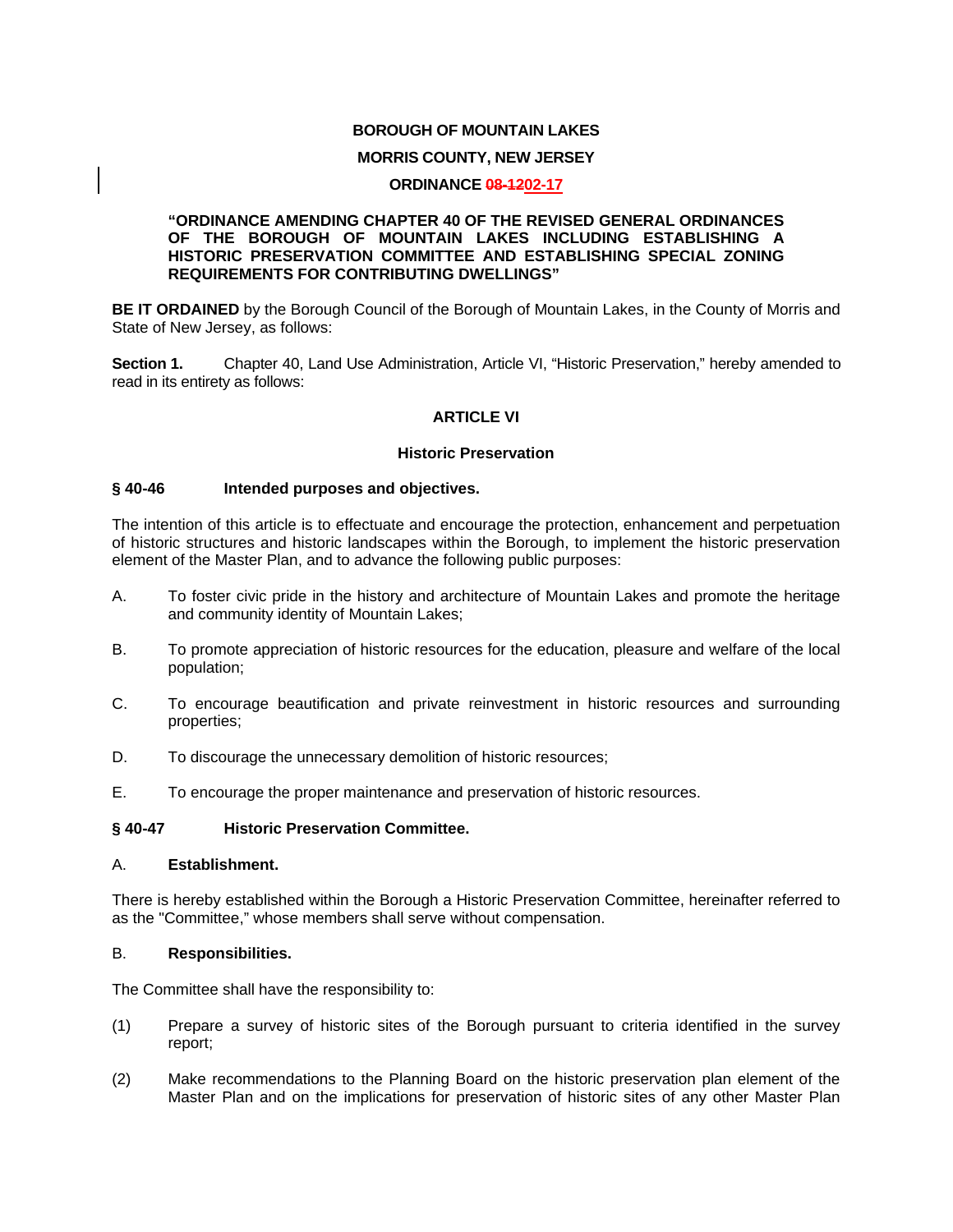**BOROUGH OF MOUNTAIN LAKES**

**MORRIS COUNTY, NEW JERSEY**

**ORDINANCE ~~08-12~~02-17**

**"ORDINANCE AMENDING CHAPTER 40 OF THE REVISED GENERAL ORDINANCES OF THE BOROUGH OF MOUNTAIN LAKES INCLUDING ESTABLISHING A HISTORIC PRESERVATION COMMITTEE AND ESTABLISHING SPECIAL ZONING REQUIREMENTS FOR CONTRIBUTING DWELLINGS"**

**BE IT ORDAINED** by the Borough Council of the Borough of Mountain Lakes, in the County of Morris and State of New Jersey, as follows:

**Section 1.** Chapter 40, Land Use Administration, Article VI, "Historic Preservation," hereby amended to read in its entirety as follows:

## ARTICLE VI

### Historic Preservation

#### § 40-46 Intended purposes and objectives.

The intention of this article is to effectuate and encourage the protection, enhancement and perpetuation of historic structures and historic landscapes within the Borough, to implement the historic preservation element of the Master Plan, and to advance the following public purposes:

A. To foster civic pride in the history and architecture of Mountain Lakes and promote the heritage and community identity of Mountain Lakes;

B. To promote appreciation of historic resources for the education, pleasure and welfare of the local population;

C. To encourage beautification and private reinvestment in historic resources and surrounding properties;

D. To discourage the unnecessary demolition of historic resources;

E. To encourage the proper maintenance and preservation of historic resources.

#### § 40-47 Historic Preservation Committee.

A. **Establishment.**

There is hereby established within the Borough a Historic Preservation Committee, hereinafter referred to as the "Committee," whose members shall serve without compensation.

B. **Responsibilities.**

The Committee shall have the responsibility to:

(1) Prepare a survey of historic sites of the Borough pursuant to criteria identified in the survey report;

(2) Make recommendations to the Planning Board on the historic preservation plan element of the Master Plan and on the implications for preservation of historic sites of any other Master Plan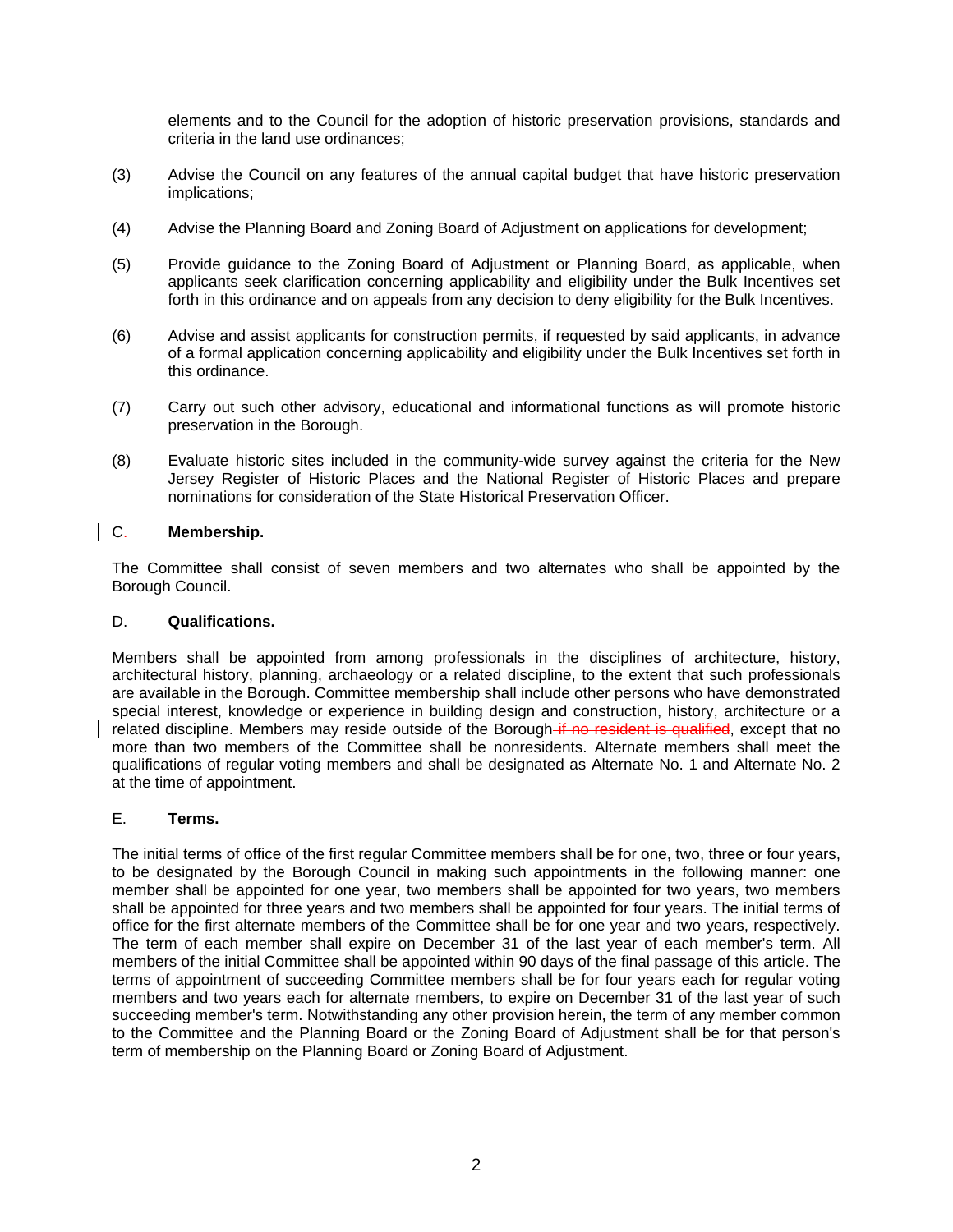elements and to the Council for the adoption of historic preservation provisions, standards and criteria in the land use ordinances;

(3) Advise the Council on any features of the annual capital budget that have historic preservation implications;

(4) Advise the Planning Board and Zoning Board of Adjustment on applications for development;

(5) Provide guidance to the Zoning Board of Adjustment or Planning Board, as applicable, when applicants seek clarification concerning applicability and eligibility under the Bulk Incentives set forth in this ordinance and on appeals from any decision to deny eligibility for the Bulk Incentives.

(6) Advise and assist applicants for construction permits, if requested by said applicants, in advance of a formal application concerning applicability and eligibility under the Bulk Incentives set forth in this ordinance.

(7) Carry out such other advisory, educational and informational functions as will promote historic preservation in the Borough.

(8) Evaluate historic sites included in the community-wide survey against the criteria for the New Jersey Register of Historic Places and the National Register of Historic Places and prepare nominations for consideration of the State Historical Preservation Officer.

C. **Membership.**

The Committee shall consist of seven members and two alternates who shall be appointed by the Borough Council.

D. **Qualifications.**

Members shall be appointed from among professionals in the disciplines of architecture, history, architectural history, planning, archaeology or a related discipline, to the extent that such professionals are available in the Borough. Committee membership shall include other persons who have demonstrated special interest, knowledge or experience in building design and construction, history, architecture or a related discipline. Members may reside outside of the Borough ~~if no resident is qualified~~, except that no more than two members of the Committee shall be nonresidents. Alternate members shall meet the qualifications of regular voting members and shall be designated as Alternate No. 1 and Alternate No. 2 at the time of appointment.

E. **Terms.**

The initial terms of office of the first regular Committee members shall be for one, two, three or four years, to be designated by the Borough Council in making such appointments in the following manner: one member shall be appointed for one year, two members shall be appointed for two years, two members shall be appointed for three years and two members shall be appointed for four years. The initial terms of office for the first alternate members of the Committee shall be for one year and two years, respectively. The term of each member shall expire on December 31 of the last year of each member's term. All members of the initial Committee shall be appointed within 90 days of the final passage of this article. The terms of appointment of succeeding Committee members shall be for four years each for regular voting members and two years each for alternate members, to expire on December 31 of the last year of such succeeding member's term. Notwithstanding any other provision herein, the term of any member common to the Committee and the Planning Board or the Zoning Board of Adjustment shall be for that person's term of membership on the Planning Board or Zoning Board of Adjustment.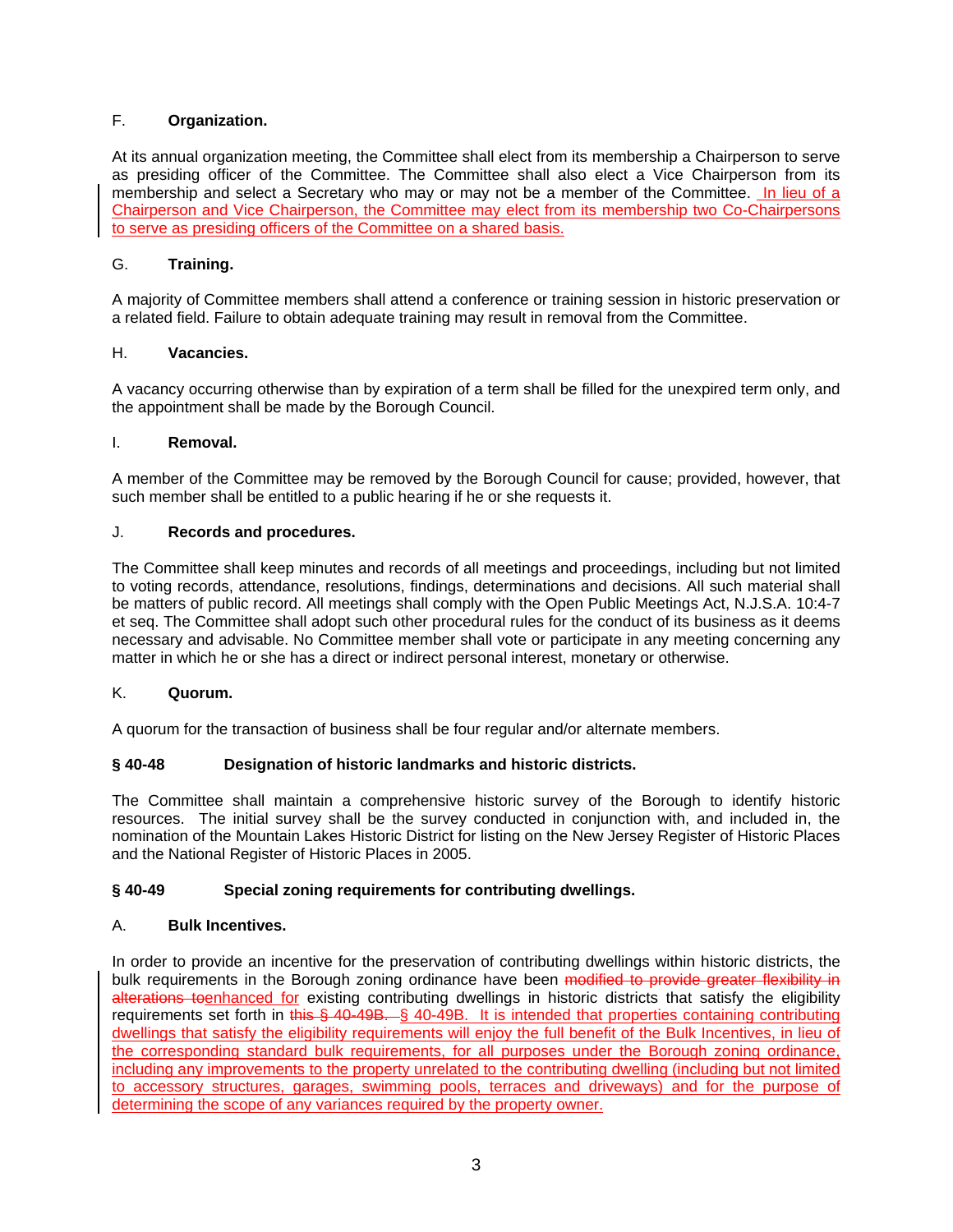F. **Organization.**

At its annual organization meeting, the Committee shall elect from its membership a Chairperson to serve as presiding officer of the Committee. The Committee shall also elect a Vice Chairperson from its membership and select a Secretary who may or may not be a member of the Committee. In lieu of a Chairperson and Vice Chairperson, the Committee may elect from its membership two Co-Chairpersons to serve as presiding officers of the Committee on a shared basis.

G. **Training.**

A majority of Committee members shall attend a conference or training session in historic preservation or a related field. Failure to obtain adequate training may result in removal from the Committee.

H. **Vacancies.**

A vacancy occurring otherwise than by expiration of a term shall be filled for the unexpired term only, and the appointment shall be made by the Borough Council.

I. **Removal.**

A member of the Committee may be removed by the Borough Council for cause; provided, however, that such member shall be entitled to a public hearing if he or she requests it.

J. **Records and procedures.**

The Committee shall keep minutes and records of all meetings and proceedings, including but not limited to voting records, attendance, resolutions, findings, determinations and decisions. All such material shall be matters of public record. All meetings shall comply with the Open Public Meetings Act, N.J.S.A. 10:4-7 et seq. The Committee shall adopt such other procedural rules for the conduct of its business as it deems necessary and advisable. No Committee member shall vote or participate in any meeting concerning any matter in which he or she has a direct or indirect personal interest, monetary or otherwise.

K. **Quorum.**

A quorum for the transaction of business shall be four regular and/or alternate members.

**§ 40-48 Designation of historic landmarks and historic districts.**

The Committee shall maintain a comprehensive historic survey of the Borough to identify historic resources. The initial survey shall be the survey conducted in conjunction with, and included in, the nomination of the Mountain Lakes Historic District for listing on the New Jersey Register of Historic Places and the National Register of Historic Places in 2005.

**§ 40-49 Special zoning requirements for contributing dwellings.**

A. **Bulk Incentives.**

In order to provide an incentive for the preservation of contributing dwellings within historic districts, the bulk requirements in the Borough zoning ordinance have been ~~modified to provide greater flexibility in alterations to~~enhanced for existing contributing dwellings in historic districts that satisfy the eligibility requirements set forth in ~~this § 40-49B.~~ § 40-49B. It is intended that properties containing contributing dwellings that satisfy the eligibility requirements will enjoy the full benefit of the Bulk Incentives, in lieu of the corresponding standard bulk requirements, for all purposes under the Borough zoning ordinance, including any improvements to the property unrelated to the contributing dwelling (including but not limited to accessory structures, garages, swimming pools, terraces and driveways) and for the purpose of determining the scope of any variances required by the property owner.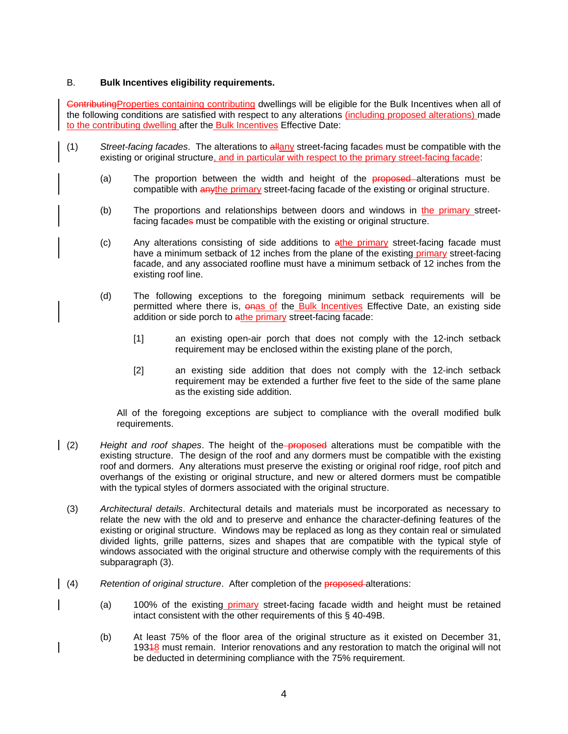B. **Bulk Incentives eligibility requirements.**

~~Contributing~~<u>Properties containing contributing</u> dwellings will be eligible for the Bulk Incentives when all of the following conditions are satisfied with respect to any alterations <u>(including proposed alterations)</u> made <u>to the contributing dwelling</u> after the <u>Bulk Incentives</u> Effective Date:

(1) *Street-facing facades*. The alterations to ~~all~~<u>any</u> street-facing facade~~s~~ must be compatible with the existing or original structure<u>, and in particular with respect to the primary street-facing facade</u>:

- (a) The proportion between the width and height of the ~~proposed~~ alterations must be compatible with ~~any~~<u>the primary</u> street-facing facade of the existing or original structure.

- (b) The proportions and relationships between doors and windows in <u>the primary</u> street-facing facade~~s~~ must be compatible with the existing or original structure.

- (c) Any alterations consisting of side additions to ~~a~~<u>the primary</u> street-facing facade must have a minimum setback of 12 inches from the plane of the existing <u>primary</u> street-facing facade, and any associated roofline must have a minimum setback of 12 inches from the existing roof line.

- (d) The following exceptions to the foregoing minimum setback requirements will be permitted where there is, ~~on~~<u>as of</u> the <u>Bulk Incentives</u> Effective Date, an existing side addition or side porch to ~~a~~<u>the primary</u> street-facing facade:

  - [1] an existing open-air porch that does not comply with the 12-inch setback requirement may be enclosed within the existing plane of the porch,

  - [2] an existing side addition that does not comply with the 12-inch setback requirement may be extended a further five feet to the side of the same plane as the existing side addition.

  All of the foregoing exceptions are subject to compliance with the overall modified bulk requirements.

(2) *Height and roof shapes*. The height of the ~~proposed~~ alterations must be compatible with the existing structure. The design of the roof and any dormers must be compatible with the existing roof and dormers. Any alterations must preserve the existing or original roof ridge, roof pitch and overhangs of the existing or original structure, and new or altered dormers must be compatible with the typical styles of dormers associated with the original structure.

(3) *Architectural details*. Architectural details and materials must be incorporated as necessary to relate the new with the old and to preserve and enhance the character-defining features of the existing or original structure. Windows may be replaced as long as they contain real or simulated divided lights, grille patterns, sizes and shapes that are compatible with the typical style of windows associated with the original structure and otherwise comply with the requirements of this subparagraph (3).

(4) *Retention of original structure*. After completion of the ~~proposed~~ alterations:

- (a) 100% of the existing <u>primary</u> street-facing facade width and height must be retained intact consistent with the other requirements of this § 40-49B.

- (b) At least 75% of the floor area of the original structure as it existed on December 31, 193~~1~~<u>8</u> must remain. Interior renovations and any restoration to match the original will not be deducted in determining compliance with the 75% requirement.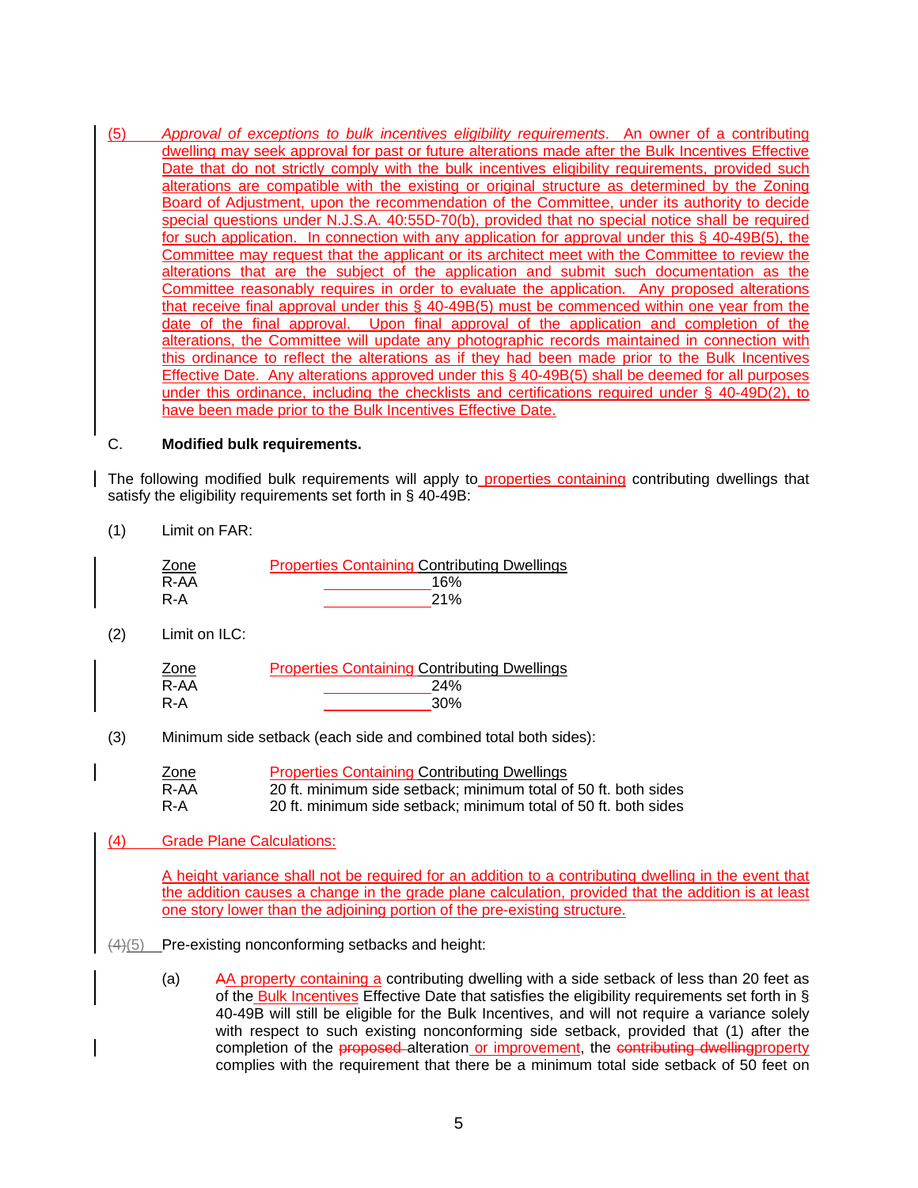(5) *Approval of exceptions to bulk incentives eligibility requirements*. An owner of a contributing dwelling may seek approval for past or future alterations made after the Bulk Incentives Effective Date that do not strictly comply with the bulk incentives eligibility requirements, provided such alterations are compatible with the existing or original structure as determined by the Zoning Board of Adjustment, upon the recommendation of the Committee, under its authority to decide special questions under N.J.S.A. 40:55D-70(b), provided that no special notice shall be required for such application. In connection with any application for approval under this § 40-49B(5), the Committee may request that the applicant or its architect meet with the Committee to review the alterations that are the subject of the application and submit such documentation as the Committee reasonably requires in order to evaluate the application. Any proposed alterations that receive final approval under this § 40-49B(5) must be commenced within one year from the date of the final approval. Upon final approval of the application and completion of the alterations, the Committee will update any photographic records maintained in connection with this ordinance to reflect the alterations as if they had been made prior to the Bulk Incentives Effective Date. Any alterations approved under this § 40-49B(5) shall be deemed for all purposes under this ordinance, including the checklists and certifications required under § 40-49D(2), to have been made prior to the Bulk Incentives Effective Date.

C. **Modified bulk requirements.**

The following modified bulk requirements will apply to properties containing contributing dwellings that satisfy the eligibility requirements set forth in § 40-49B:

(1) Limit on FAR:

| Zone | Properties Containing Contributing Dwellings |
|---|---|
| R-AA | 16% |
| R-A | 21% |

(2) Limit on ILC:

| Zone | Properties Containing Contributing Dwellings |
|---|---|
| R-AA | 24% |
| R-A | 30% |

(3) Minimum side setback (each side and combined total both sides):

| Zone | Properties Containing Contributing Dwellings |
|---|---|
| R-AA | 20 ft. minimum side setback; minimum total of 50 ft. both sides |
| R-A | 20 ft. minimum side setback; minimum total of 50 ft. both sides |

(4) Grade Plane Calculations:

A height variance shall not be required for an addition to a contributing dwelling in the event that the addition causes a change in the grade plane calculation, provided that the addition is at least one story lower than the adjoining portion of the pre-existing structure.

~~(4)~~(5) Pre-existing nonconforming setbacks and height:

(a) ~~A~~A property containing a contributing dwelling with a side setback of less than 20 feet as of the Bulk Incentives Effective Date that satisfies the eligibility requirements set forth in § 40-49B will still be eligible for the Bulk Incentives, and will not require a variance solely with respect to such existing nonconforming side setback, provided that (1) after the completion of the ~~proposed~~ alteration or improvement, the ~~contributing dwelling~~property complies with the requirement that there be a minimum total side setback of 50 feet on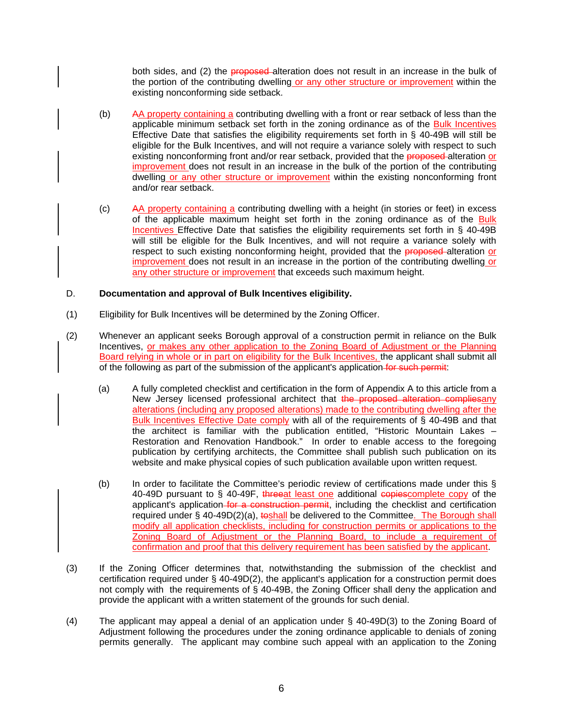both sides, and (2) the ~~proposed~~ alteration does not result in an increase in the bulk of the portion of the contributing dwelling or any other structure or improvement within the existing nonconforming side setback.

(b) ~~A~~A property containing a contributing dwelling with a front or rear setback of less than the applicable minimum setback set forth in the zoning ordinance as of the Bulk Incentives Effective Date that satisfies the eligibility requirements set forth in § 40-49B will still be eligible for the Bulk Incentives, and will not require a variance solely with respect to such existing nonconforming front and/or rear setback, provided that the ~~proposed~~ alteration or improvement does not result in an increase in the bulk of the portion of the contributing dwelling or any other structure or improvement within the existing nonconforming front and/or rear setback.

(c) ~~A~~A property containing a contributing dwelling with a height (in stories or feet) in excess of the applicable maximum height set forth in the zoning ordinance as of the Bulk Incentives Effective Date that satisfies the eligibility requirements set forth in § 40-49B will still be eligible for the Bulk Incentives, and will not require a variance solely with respect to such existing nonconforming height, provided that the ~~proposed~~ alteration or improvement does not result in an increase in the portion of the contributing dwelling or any other structure or improvement that exceeds such maximum height.

D. **Documentation and approval of Bulk Incentives eligibility.**

(1) Eligibility for Bulk Incentives will be determined by the Zoning Officer.

(2) Whenever an applicant seeks Borough approval of a construction permit in reliance on the Bulk Incentives, or makes any other application to the Zoning Board of Adjustment or the Planning Board relying in whole or in part on eligibility for the Bulk Incentives, the applicant shall submit all of the following as part of the submission of the applicant's application ~~for such permit~~:

(a) A fully completed checklist and certification in the form of Appendix A to this article from a New Jersey licensed professional architect that ~~the proposed alteration complies~~any alterations (including any proposed alterations) made to the contributing dwelling after the Bulk Incentives Effective Date comply with all of the requirements of § 40-49B and that the architect is familiar with the publication entitled, "Historic Mountain Lakes – Restoration and Renovation Handbook." In order to enable access to the foregoing publication by certifying architects, the Committee shall publish such publication on its website and make physical copies of such publication available upon written request.

(b) In order to facilitate the Committee's periodic review of certifications made under this § 40-49D pursuant to § 40-49F, ~~three~~at least one additional ~~copies~~complete copy of the applicant's application ~~for a construction permit~~, including the checklist and certification required under § 40-49D(2)(a), ~~to~~shall be delivered to the Committee. The Borough shall modify all application checklists, including for construction permits or applications to the Zoning Board of Adjustment or the Planning Board, to include a requirement of confirmation and proof that this delivery requirement has been satisfied by the applicant.

(3) If the Zoning Officer determines that, notwithstanding the submission of the checklist and certification required under § 40-49D(2), the applicant's application for a construction permit does not comply with the requirements of § 40-49B, the Zoning Officer shall deny the application and provide the applicant with a written statement of the grounds for such denial.

(4) The applicant may appeal a denial of an application under § 40-49D(3) to the Zoning Board of Adjustment following the procedures under the zoning ordinance applicable to denials of zoning permits generally. The applicant may combine such appeal with an application to the Zoning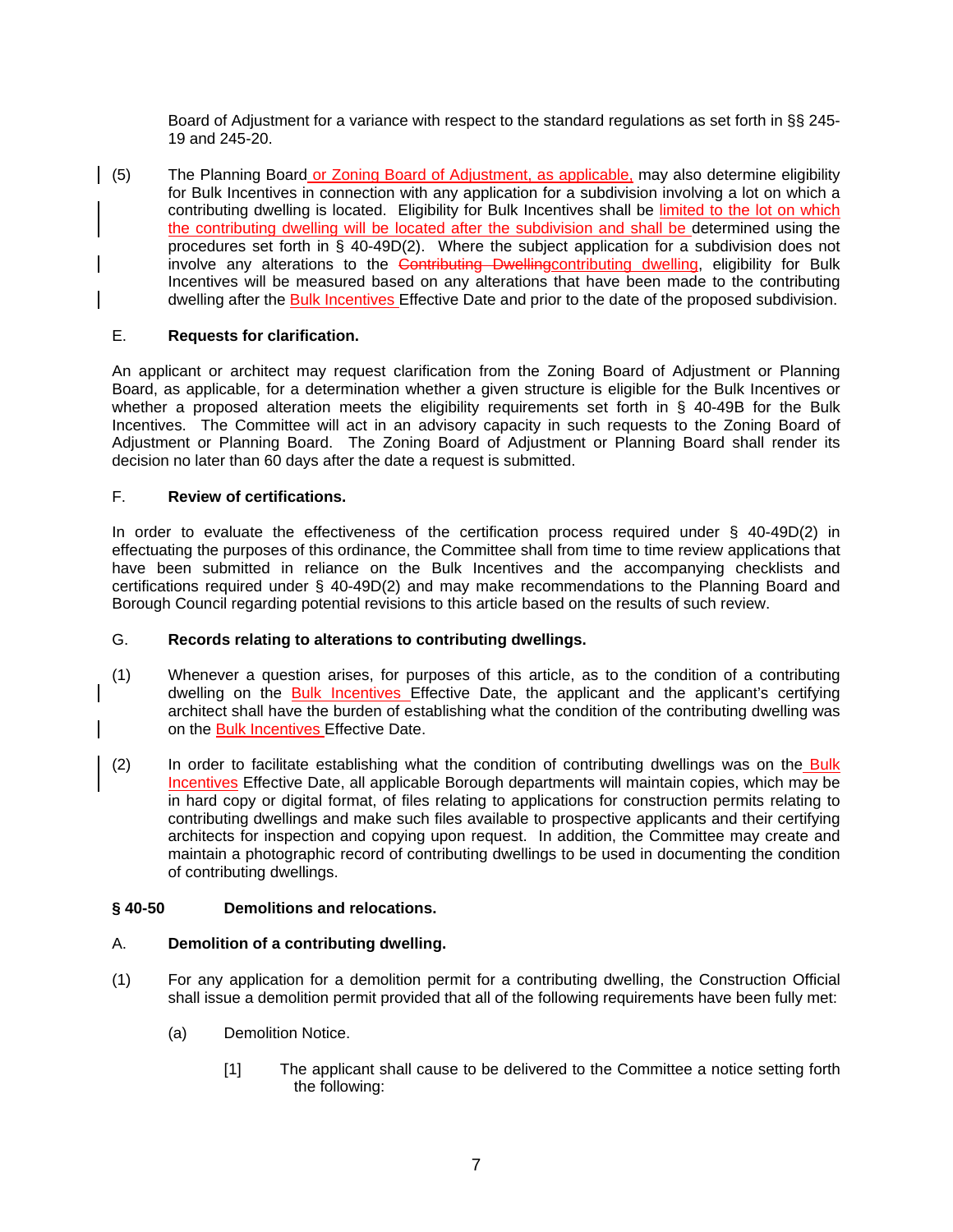Board of Adjustment for a variance with respect to the standard regulations as set forth in §§ 245-19 and 245-20.

(5) The Planning Board or Zoning Board of Adjustment, as applicable, may also determine eligibility for Bulk Incentives in connection with any application for a subdivision involving a lot on which a contributing dwelling is located. Eligibility for Bulk Incentives shall be limited to the lot on which the contributing dwelling will be located after the subdivision and shall be determined using the procedures set forth in § 40-49D(2). Where the subject application for a subdivision does not involve any alterations to the ~~Contributing Dwelling~~contributing dwelling, eligibility for Bulk Incentives will be measured based on any alterations that have been made to the contributing dwelling after the Bulk Incentives Effective Date and prior to the date of the proposed subdivision.

E. **Requests for clarification.**

An applicant or architect may request clarification from the Zoning Board of Adjustment or Planning Board, as applicable, for a determination whether a given structure is eligible for the Bulk Incentives or whether a proposed alteration meets the eligibility requirements set forth in § 40-49B for the Bulk Incentives. The Committee will act in an advisory capacity in such requests to the Zoning Board of Adjustment or Planning Board. The Zoning Board of Adjustment or Planning Board shall render its decision no later than 60 days after the date a request is submitted.

F. **Review of certifications.**

In order to evaluate the effectiveness of the certification process required under § 40-49D(2) in effectuating the purposes of this ordinance, the Committee shall from time to time review applications that have been submitted in reliance on the Bulk Incentives and the accompanying checklists and certifications required under § 40-49D(2) and may make recommendations to the Planning Board and Borough Council regarding potential revisions to this article based on the results of such review.

G. **Records relating to alterations to contributing dwellings.**

(1) Whenever a question arises, for purposes of this article, as to the condition of a contributing dwelling on the Bulk Incentives Effective Date, the applicant and the applicant's certifying architect shall have the burden of establishing what the condition of the contributing dwelling was on the Bulk Incentives Effective Date.

(2) In order to facilitate establishing what the condition of contributing dwellings was on the Bulk Incentives Effective Date, all applicable Borough departments will maintain copies, which may be in hard copy or digital format, of files relating to applications for construction permits relating to contributing dwellings and make such files available to prospective applicants and their certifying architects for inspection and copying upon request. In addition, the Committee may create and maintain a photographic record of contributing dwellings to be used in documenting the condition of contributing dwellings.

**§ 40-50 Demolitions and relocations.**

A. **Demolition of a contributing dwelling.**

(1) For any application for a demolition permit for a contributing dwelling, the Construction Official shall issue a demolition permit provided that all of the following requirements have been fully met:

(a) Demolition Notice.

[1] The applicant shall cause to be delivered to the Committee a notice setting forth the following: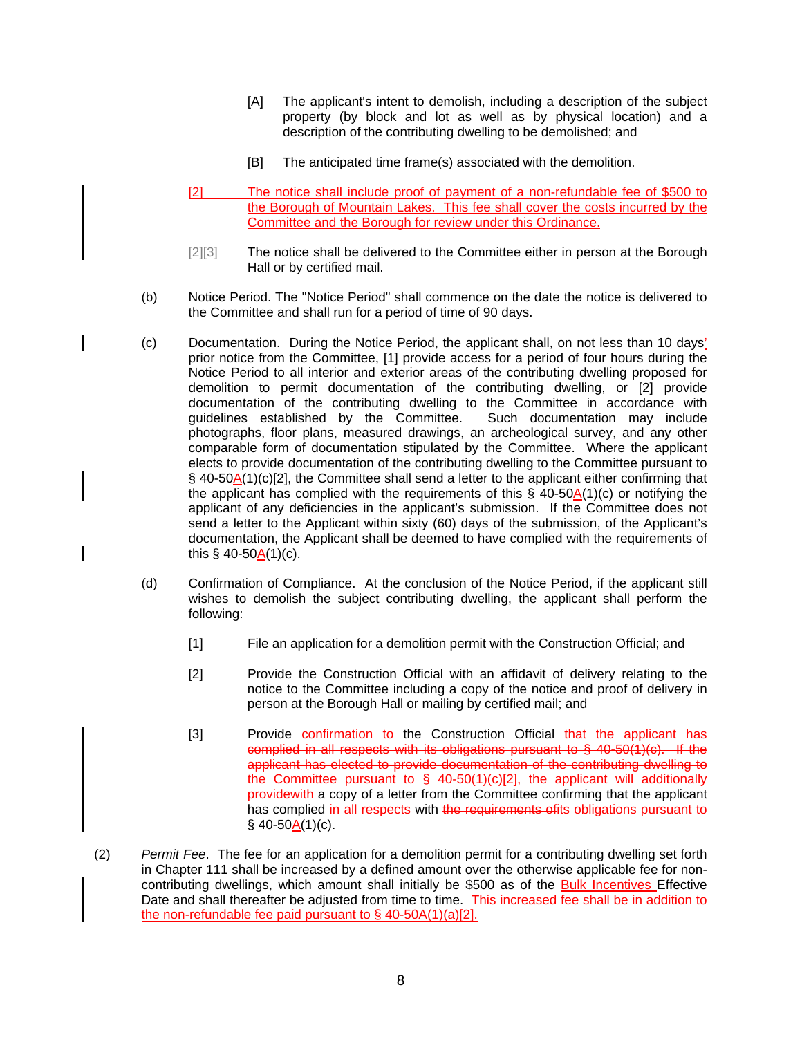[A] The applicant's intent to demolish, including a description of the subject property (by block and lot as well as by physical location) and a description of the contributing dwelling to be demolished; and

[B] The anticipated time frame(s) associated with the demolition.

[2] The notice shall include proof of payment of a non-refundable fee of $500 to the Borough of Mountain Lakes. This fee shall cover the costs incurred by the Committee and the Borough for review under this Ordinance.

~~[2]~~[3] The notice shall be delivered to the Committee either in person at the Borough Hall or by certified mail.

(b) Notice Period. The "Notice Period" shall commence on the date the notice is delivered to the Committee and shall run for a period of time of 90 days.

(c) Documentation. During the Notice Period, the applicant shall, on not less than 10 days' prior notice from the Committee, [1] provide access for a period of four hours during the Notice Period to all interior and exterior areas of the contributing dwelling proposed for demolition to permit documentation of the contributing dwelling, or [2] provide documentation of the contributing dwelling to the Committee in accordance with guidelines established by the Committee. Such documentation may include photographs, floor plans, measured drawings, an archeological survey, and any other comparable form of documentation stipulated by the Committee. Where the applicant elects to provide documentation of the contributing dwelling to the Committee pursuant to § 40-50A(1)(c)[2], the Committee shall send a letter to the applicant either confirming that the applicant has complied with the requirements of this § 40-50A(1)(c) or notifying the applicant of any deficiencies in the applicant's submission. If the Committee does not send a letter to the Applicant within sixty (60) days of the submission, of the Applicant's documentation, the Applicant shall be deemed to have complied with the requirements of this § 40-50A(1)(c).

(d) Confirmation of Compliance. At the conclusion of the Notice Period, if the applicant still wishes to demolish the subject contributing dwelling, the applicant shall perform the following:

[1] File an application for a demolition permit with the Construction Official; and

[2] Provide the Construction Official with an affidavit of delivery relating to the notice to the Committee including a copy of the notice and proof of delivery in person at the Borough Hall or mailing by certified mail; and

[3] Provide ~~confirmation to~~ the Construction Official ~~that the applicant has complied in all respects with its obligations pursuant to § 40-50(1)(c). If the applicant has elected to provide documentation of the contributing dwelling to the Committee pursuant to § 40-50(1)(c)[2], the applicant will additionally provide~~with a copy of a letter from the Committee confirming that the applicant has complied in all respects with ~~the requirements of~~its obligations pursuant to § 40-50A(1)(c).

(2) *Permit Fee*. The fee for an application for a demolition permit for a contributing dwelling set forth in Chapter 111 shall be increased by a defined amount over the otherwise applicable fee for non-contributing dwellings, which amount shall initially be $500 as of the Bulk Incentives Effective Date and shall thereafter be adjusted from time to time. This increased fee shall be in addition to the non-refundable fee paid pursuant to § 40-50A(1)(a)[2].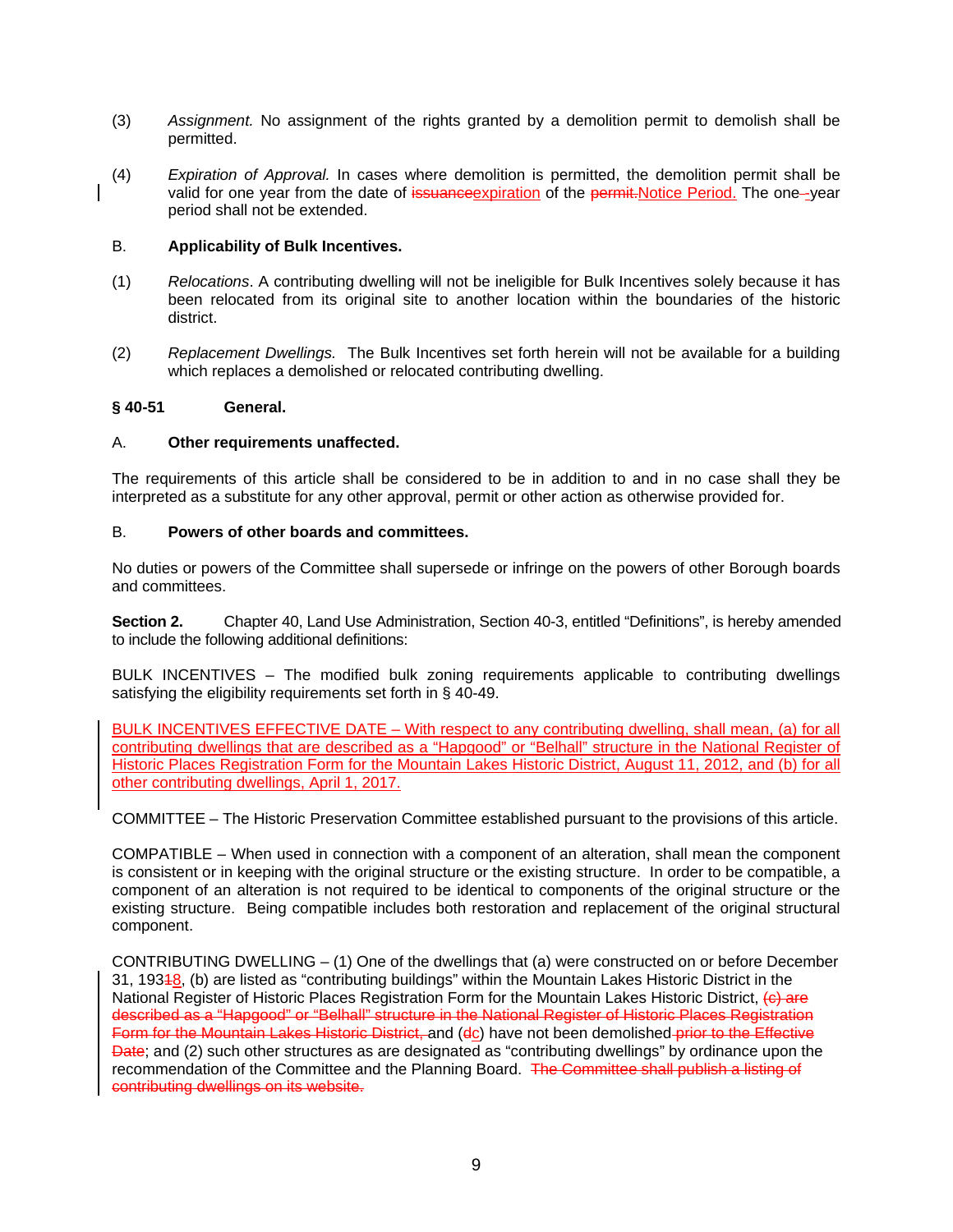(3) *Assignment.* No assignment of the rights granted by a demolition permit to demolish shall be permitted.

(4) *Expiration of Approval.* In cases where demolition is permitted, the demolition permit shall be valid for one year from the date of ~~issuance~~<u>expiration</u> of the ~~permit.~~<u>Notice Period.</u> The one~~-~~year period shall not be extended.

B. **Applicability of Bulk Incentives.**

(1) *Relocations*. A contributing dwelling will not be ineligible for Bulk Incentives solely because it has been relocated from its original site to another location within the boundaries of the historic district.

(2) *Replacement Dwellings.* The Bulk Incentives set forth herein will not be available for a building which replaces a demolished or relocated contributing dwelling.

**§ 40-51 General.**

A. **Other requirements unaffected.**

The requirements of this article shall be considered to be in addition to and in no case shall they be interpreted as a substitute for any other approval, permit or other action as otherwise provided for.

B. **Powers of other boards and committees.**

No duties or powers of the Committee shall supersede or infringe on the powers of other Borough boards and committees.

**Section 2.** Chapter 40, Land Use Administration, Section 40-3, entitled "Definitions", is hereby amended to include the following additional definitions:

BULK INCENTIVES – The modified bulk zoning requirements applicable to contributing dwellings satisfying the eligibility requirements set forth in § 40-49.

<u>BULK INCENTIVES EFFECTIVE DATE – With respect to any contributing dwelling, shall mean, (a) for all contributing dwellings that are described as a "Hapgood" or "Belhall" structure in the National Register of Historic Places Registration Form for the Mountain Lakes Historic District, August 11, 2012, and (b) for all other contributing dwellings, April 1, 2017.</u>

COMMITTEE – The Historic Preservation Committee established pursuant to the provisions of this article.

COMPATIBLE – When used in connection with a component of an alteration, shall mean the component is consistent or in keeping with the original structure or the existing structure. In order to be compatible, a component of an alteration is not required to be identical to components of the original structure or the existing structure. Being compatible includes both restoration and replacement of the original structural component.

CONTRIBUTING DWELLING – (1) One of the dwellings that (a) were constructed on or before December 31, 193~~1~~<u>8</u>, (b) are listed as "contributing buildings" within the Mountain Lakes Historic District in the National Register of Historic Places Registration Form for the Mountain Lakes Historic District, ~~(c) are described as a "Hapgood" or "Belhall" structure in the National Register of Historic Places Registration Form for the Mountain Lakes Historic District,~~ and (~~d~~<u>c</u>) have not been demolished ~~prior to the Effective Date~~; and (2) such other structures as are designated as "contributing dwellings" by ordinance upon the recommendation of the Committee and the Planning Board. ~~The Committee shall publish a listing of contributing dwellings on its website.~~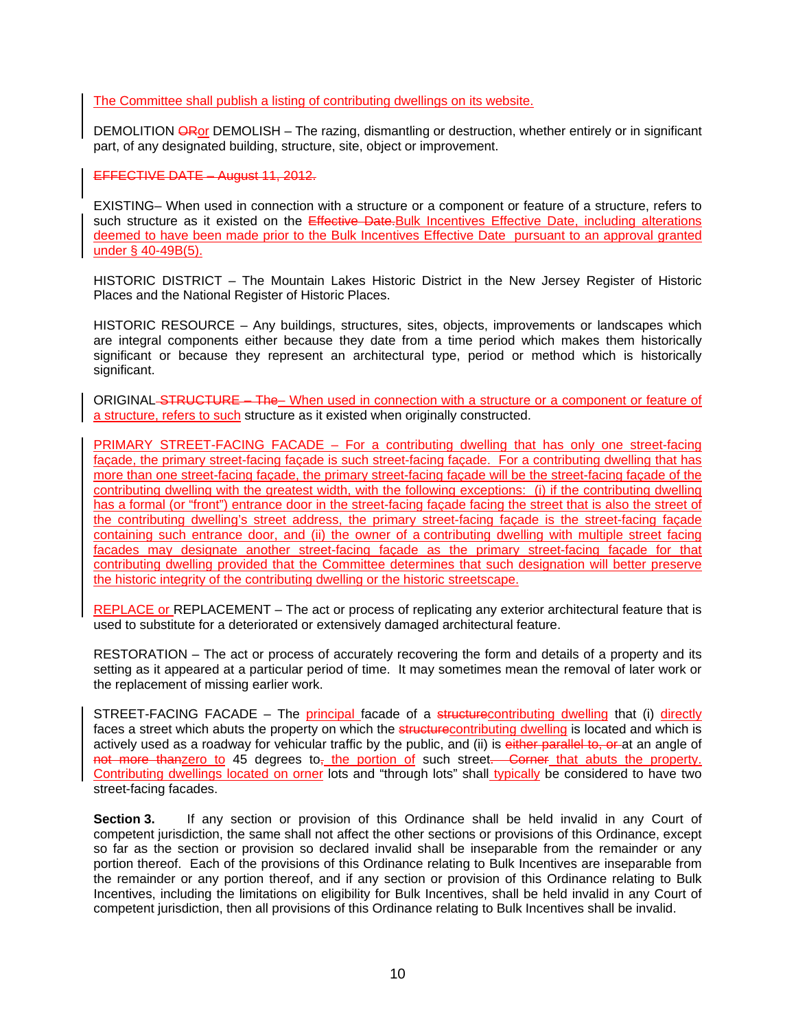The Committee shall publish a listing of contributing dwellings on its website.

DEMOLITION ORor DEMOLISH – The razing, dismantling or destruction, whether entirely or in significant part, of any designated building, structure, site, object or improvement.

EFFECTIVE DATE – August 11, 2012.

EXISTING– When used in connection with a structure or a component or feature of a structure, refers to such structure as it existed on the Effective Date.Bulk Incentives Effective Date, including alterations deemed to have been made prior to the Bulk Incentives Effective Date pursuant to an approval granted under § 40-49B(5).

HISTORIC DISTRICT – The Mountain Lakes Historic District in the New Jersey Register of Historic Places and the National Register of Historic Places.

HISTORIC RESOURCE – Any buildings, structures, sites, objects, improvements or landscapes which are integral components either because they date from a time period which makes them historically significant or because they represent an architectural type, period or method which is historically significant.

ORIGINAL STRUCTURE – The– When used in connection with a structure or a component or feature of a structure, refers to such structure as it existed when originally constructed.

PRIMARY STREET-FACING FACADE – For a contributing dwelling that has only one street-facing façade, the primary street-facing façade is such street-facing façade. For a contributing dwelling that has more than one street-facing façade, the primary street-facing façade will be the street-facing façade of the contributing dwelling with the greatest width, with the following exceptions: (i) if the contributing dwelling has a formal (or "front") entrance door in the street-facing façade facing the street that is also the street of the contributing dwelling's street address, the primary street-facing façade is the street-facing façade containing such entrance door, and (ii) the owner of a contributing dwelling with multiple street facing facades may designate another street-facing façade as the primary street-facing façade for that contributing dwelling provided that the Committee determines that such designation will better preserve the historic integrity of the contributing dwelling or the historic streetscape.

REPLACE or REPLACEMENT – The act or process of replicating any exterior architectural feature that is used to substitute for a deteriorated or extensively damaged architectural feature.

RESTORATION – The act or process of accurately recovering the form and details of a property and its setting as it appeared at a particular period of time. It may sometimes mean the removal of later work or the replacement of missing earlier work.

STREET-FACING FACADE – The principal facade of a structurecontributing dwelling that (i) directly faces a street which abuts the property on which the structurecontributing dwelling is located and which is actively used as a roadway for vehicular traffic by the public, and (ii) is either parallel to, or at an angle of not more thanzero to 45 degrees to, the portion of such street. Corner that abuts the property. Contributing dwellings located on orner lots and "through lots" shall typically be considered to have two street-facing facades.

**Section 3.** If any section or provision of this Ordinance shall be held invalid in any Court of competent jurisdiction, the same shall not affect the other sections or provisions of this Ordinance, except so far as the section or provision so declared invalid shall be inseparable from the remainder or any portion thereof. Each of the provisions of this Ordinance relating to Bulk Incentives are inseparable from the remainder or any portion thereof, and if any section or provision of this Ordinance relating to Bulk Incentives, including the limitations on eligibility for Bulk Incentives, shall be held invalid in any Court of competent jurisdiction, then all provisions of this Ordinance relating to Bulk Incentives shall be invalid.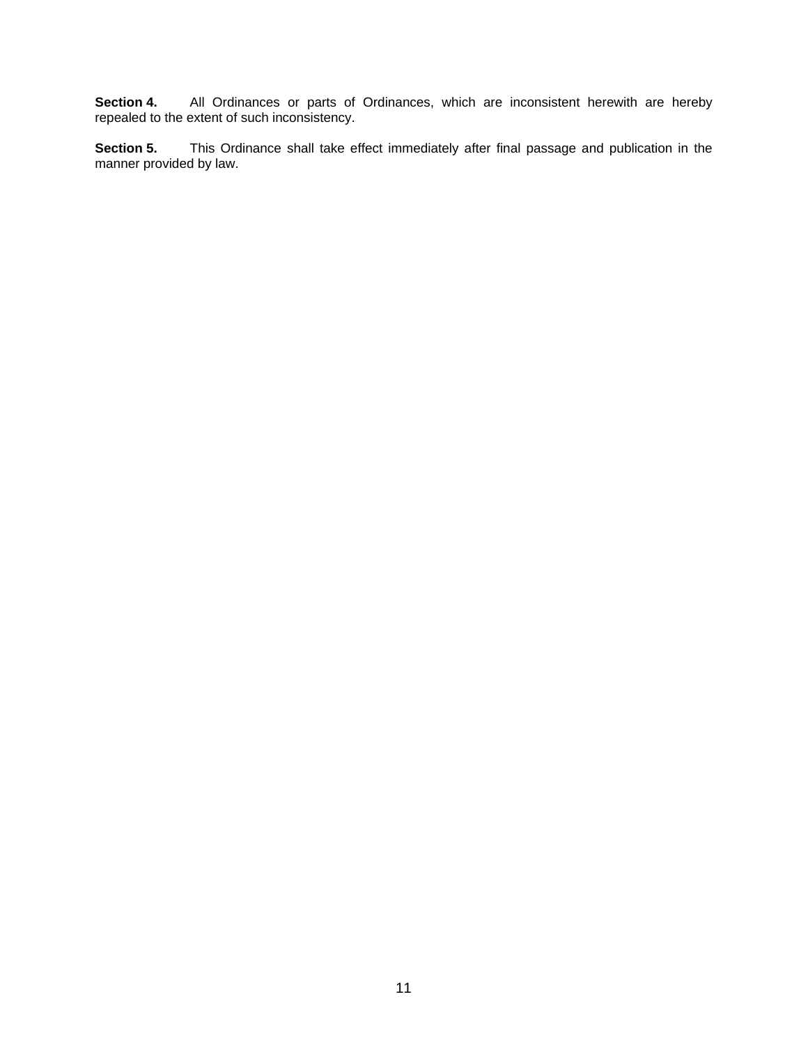**Section 4.** All Ordinances or parts of Ordinances, which are inconsistent herewith are hereby repealed to the extent of such inconsistency.

**Section 5.** This Ordinance shall take effect immediately after final passage and publication in the manner provided by law.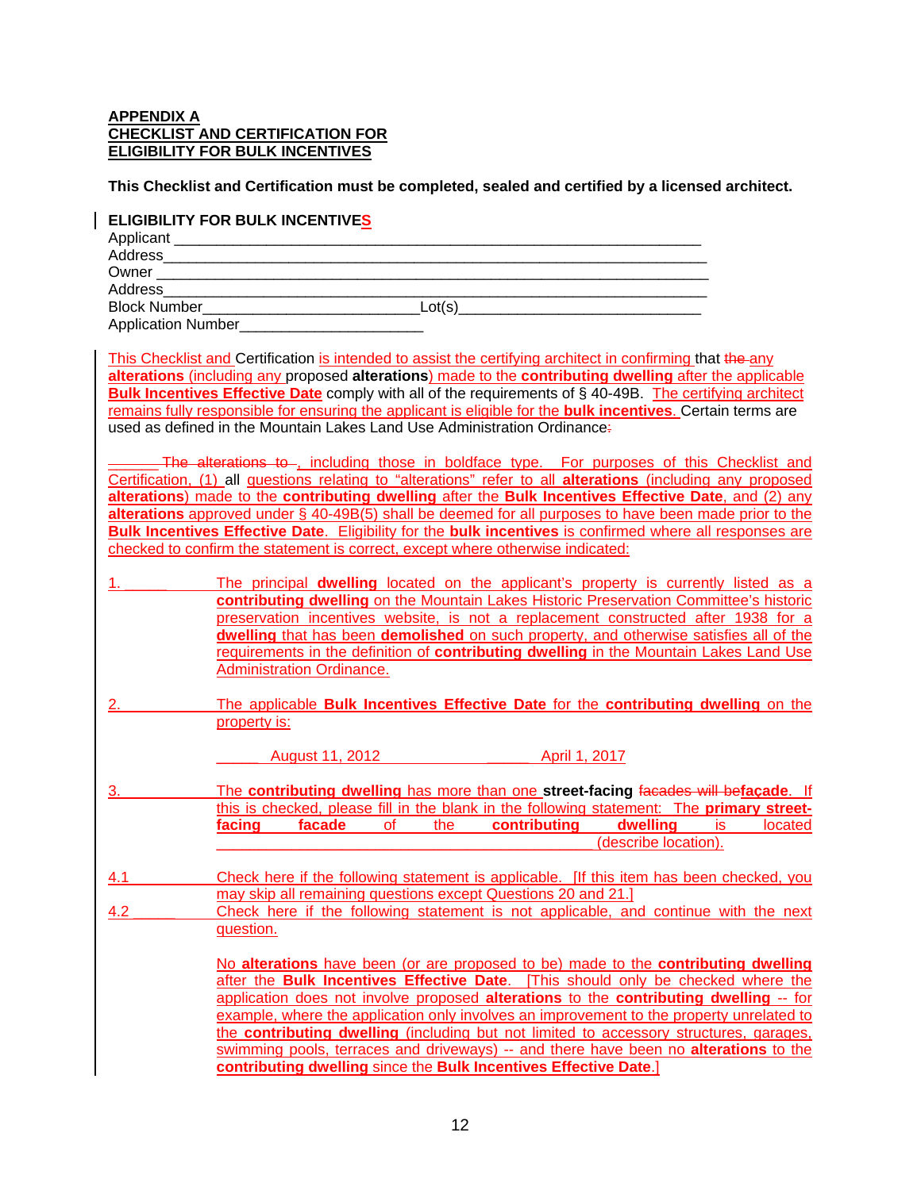**APPENDIX A**
**CHECKLIST AND CERTIFICATION FOR**
**ELIGIBILITY FOR BULK INCENTIVES**

**This Checklist and Certification must be completed, sealed and certified by a licensed architect.**

**ELIGIBILITY FOR BULK INCENTIVES**

Applicant ________________________________________________________________
Address__________________________________________________________________
Owner ___________________________________________________________________
Address__________________________________________________________________
Block Number__________________________Lot(s)_______________________________
Application Number______________________

This Checklist and Certification is intended to assist the certifying architect in confirming that any **alterations** (including any proposed **alterations**) made to the **contributing dwelling** after the applicable **Bulk Incentives Effective Date** comply with all of the requirements of § 40-49B. The certifying architect remains fully responsible for ensuring the applicant is eligible for the **bulk incentives**. Certain terms are used as defined in the Mountain Lakes Land Use Administration Ordinance, including those in boldface type. For purposes of this Checklist and Certification, (1) all questions relating to "alterations" refer to all **alterations** (including any proposed **alterations**) made to the **contributing dwelling** after the **Bulk Incentives Effective Date**, and (2) any **alterations** approved under § 40-49B(5) shall be deemed for all purposes to have been made prior to the **Bulk Incentives Effective Date**. Eligibility for the **bulk incentives** is confirmed where all responses are checked to confirm the statement is correct, except where otherwise indicated:

1. _____ The principal **dwelling** located on the applicant's property is currently listed as a **contributing dwelling** on the Mountain Lakes Historic Preservation Committee's historic preservation incentives website, is not a replacement constructed after 1938 for a **dwelling** that has been **demolished** on such property, and otherwise satisfies all of the requirements in the definition of **contributing dwelling** in the Mountain Lakes Land Use Administration Ordinance.

2. The applicable **Bulk Incentives Effective Date** for the **contributing dwelling** on the property is:

   _____ August 11, 2012 _____ April 1, 2017

3. The **contributing dwelling** has more than one **street-facing façade**. If this is checked, please fill in the blank in the following statement: The **primary street-facing facade** of the **contributing dwelling** is located _______________________________________________ (describe location).

4.1 Check here if the following statement is applicable. [If this item has been checked, you may skip all remaining questions except Questions 20 and 21.]

4.2 _____ Check here if the following statement is not applicable, and continue with the next question.

No **alterations** have been (or are proposed to be) made to the **contributing dwelling** after the **Bulk Incentives Effective Date**. [This should only be checked where the application does not involve proposed **alterations** to the **contributing dwelling** -- for example, where the application only involves an improvement to the property unrelated to the **contributing dwelling** (including but not limited to accessory structures, garages, swimming pools, terraces and driveways) -- and there have been no **alterations** to the **contributing dwelling** since the **Bulk Incentives Effective Date**.]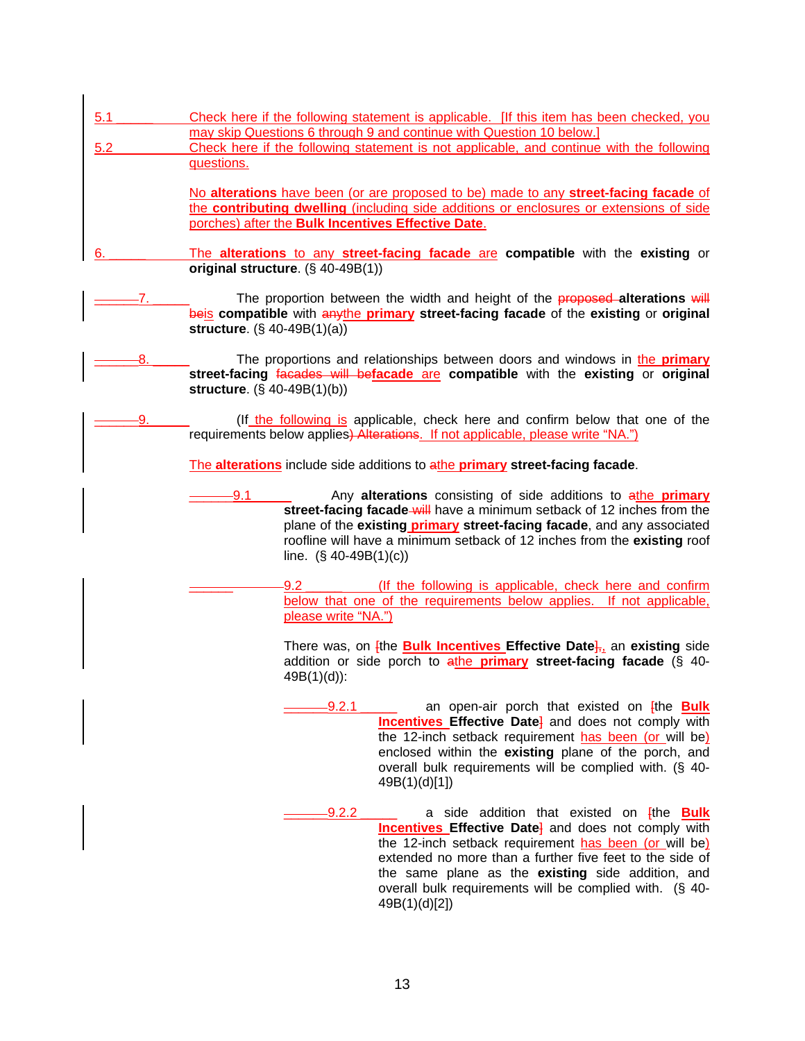5.1 ______ Check here if the following statement is applicable. [If this item has been checked, you may skip Questions 6 through 9 and continue with Question 10 below.]

5.2 ______ Check here if the following statement is not applicable, and continue with the following questions.

No **alterations** have been (or are proposed to be) made to any **street-facing facade** of the **contributing dwelling** (including side additions or enclosures or extensions of side porches) after the **Bulk Incentives Effective Date**.

6. ______ The **alterations** to any **street-facing facade** are **compatible** with the **existing** or **original structure**. (§ 40-49B(1))

7. ______ The proportion between the width and height of the ~~proposed~~ **alterations** ~~will be~~is **compatible** with ~~any~~the **primary street-facing facade** of the **existing** or **original structure**. (§ 40-49B(1)(a))

8. ______ The proportions and relationships between doors and windows in the **primary street-facing** ~~facades will be~~**facade** are **compatible** with the **existing** or **original structure**. (§ 40-49B(1)(b))

9. ______ (If the following is applicable, check here and confirm below that one of the requirements below applies~~) Alterations~~. If not applicable, please write "NA.")

The **alterations** include side additions to ~~a~~the **primary street-facing facade**.

9.1 ______ Any **alterations** consisting of side additions to ~~a~~the **primary street-facing facade** ~~will~~ have a minimum setback of 12 inches from the plane of the **existing primary street-facing facade**, and any associated roofline will have a minimum setback of 12 inches from the **existing** roof line. (§ 40-49B(1)(c))

9.2 ______ (If the following is applicable, check here and confirm below that one of the requirements below applies. If not applicable, please write "NA.")

There was, on ~~[~~the **Bulk Incentives Effective Date**~~]~~, an **existing** side addition or side porch to ~~a~~the **primary street-facing facade** (§ 40-49B(1)(d)):

9.2.1 ______ an open-air porch that existed on ~~[~~the **Bulk Incentives Effective Date**~~]~~ and does not comply with the 12-inch setback requirement has been (or will be) enclosed within the **existing** plane of the porch, and overall bulk requirements will be complied with. (§ 40-49B(1)(d)[1])

9.2.2 ______ a side addition that existed on ~~[~~the **Bulk Incentives Effective Date**~~]~~ and does not comply with the 12-inch setback requirement has been (or will be) extended no more than a further five feet to the side of the same plane as the **existing** side addition, and overall bulk requirements will be complied with. (§ 40-49B(1)(d)[2])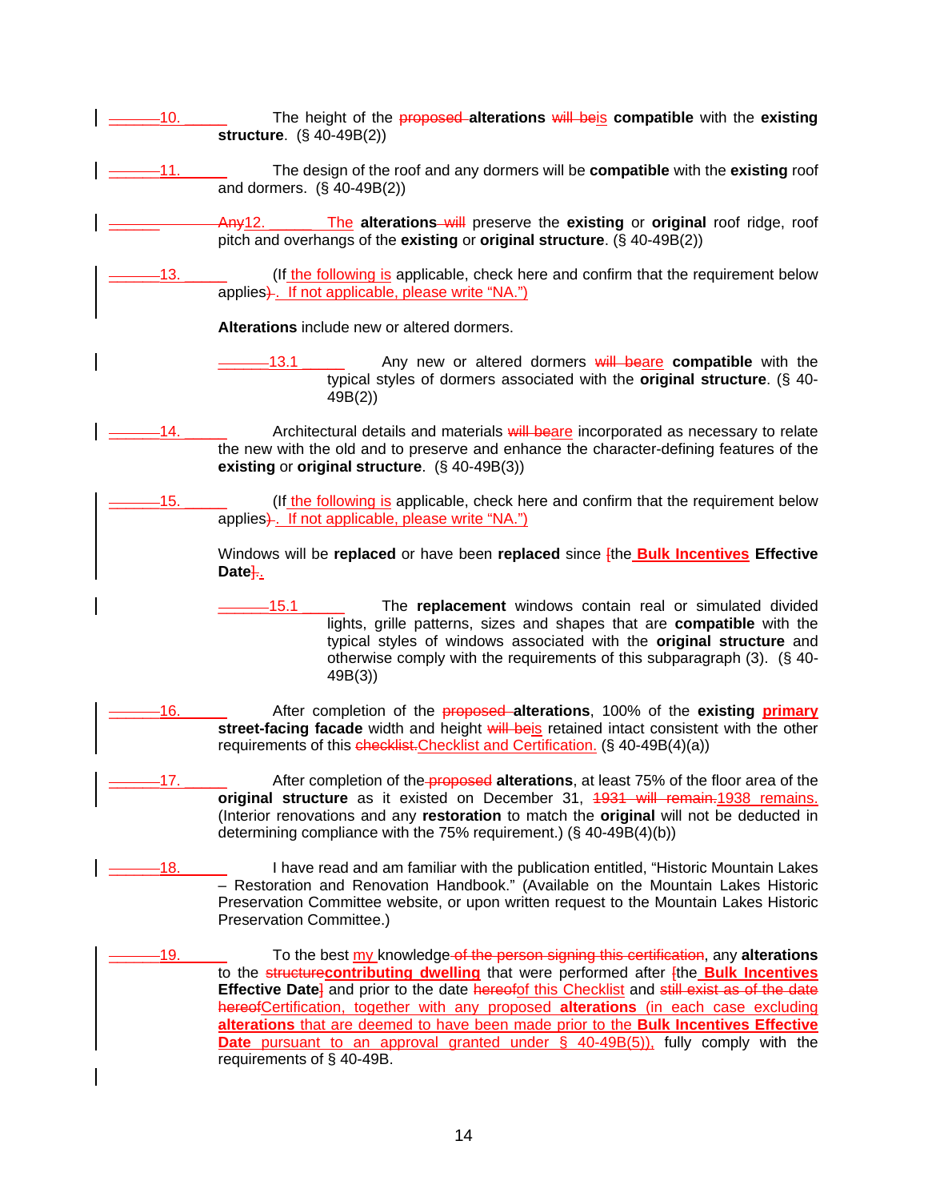10. ______ The height of the ~~proposed~~ **alterations** ~~will be~~is **compatible** with the **existing structure**. (§ 40-49B(2))

11. ______ The design of the roof and any dormers will be **compatible** with the **existing** roof and dormers. (§ 40-49B(2))

~~Any~~12. ______ The **alterations** ~~will~~ preserve the **existing** or **original** roof ridge, roof pitch and overhangs of the **existing** or **original structure**. (§ 40-49B(2))

13. ______ (If the following is applicable, check here and confirm that the requirement below applies~~)~~. If not applicable, please write "NA.")

**Alterations** include new or altered dormers.

13.1 ______ Any new or altered dormers ~~will be~~are **compatible** with the typical styles of dormers associated with the **original structure**. (§ 40-49B(2))

14. ______ Architectural details and materials ~~will be~~are incorporated as necessary to relate the new with the old and to preserve and enhance the character-defining features of the **existing** or **original structure**. (§ 40-49B(3))

15. ______ (If the following is applicable, check here and confirm that the requirement below applies~~)~~. If not applicable, please write "NA.")

Windows will be **replaced** or have been **replaced** since ~~[~~the **Bulk Incentives Effective Date**~~]~~.

15.1 ______ The **replacement** windows contain real or simulated divided lights, grille patterns, sizes and shapes that are **compatible** with the typical styles of windows associated with the **original structure** and otherwise comply with the requirements of this subparagraph (3). (§ 40-49B(3))

16. ______ After completion of the ~~proposed~~ **alterations**, 100% of the **existing primary street-facing facade** width and height ~~will be~~is retained intact consistent with the other requirements of this ~~checklist.~~Checklist and Certification. (§ 40-49B(4)(a))

17. ______ After completion of the ~~proposed~~ **alterations**, at least 75% of the floor area of the **original structure** as it existed on December 31, ~~1931 will remain.~~1938 remains. (Interior renovations and any **restoration** to match the **original** will not be deducted in determining compliance with the 75% requirement.) (§ 40-49B(4)(b))

18. ______ I have read and am familiar with the publication entitled, "Historic Mountain Lakes – Restoration and Renovation Handbook." (Available on the Mountain Lakes Historic Preservation Committee website, or upon written request to the Mountain Lakes Historic Preservation Committee.)

19. ______ To the best my knowledge ~~of the person signing this certification~~, any **alterations** to the ~~structure~~**contributing dwelling** that were performed after ~~[~~the **Bulk Incentives Effective Date**~~]~~ and prior to the date ~~hereof~~of this Checklist and ~~still exist as of the date hereof~~Certification, together with any proposed **alterations** (in each case excluding **alterations** that are deemed to have been made prior to the **Bulk Incentives Effective Date** pursuant to an approval granted under § 40-49B(5)), fully comply with the requirements of § 40-49B.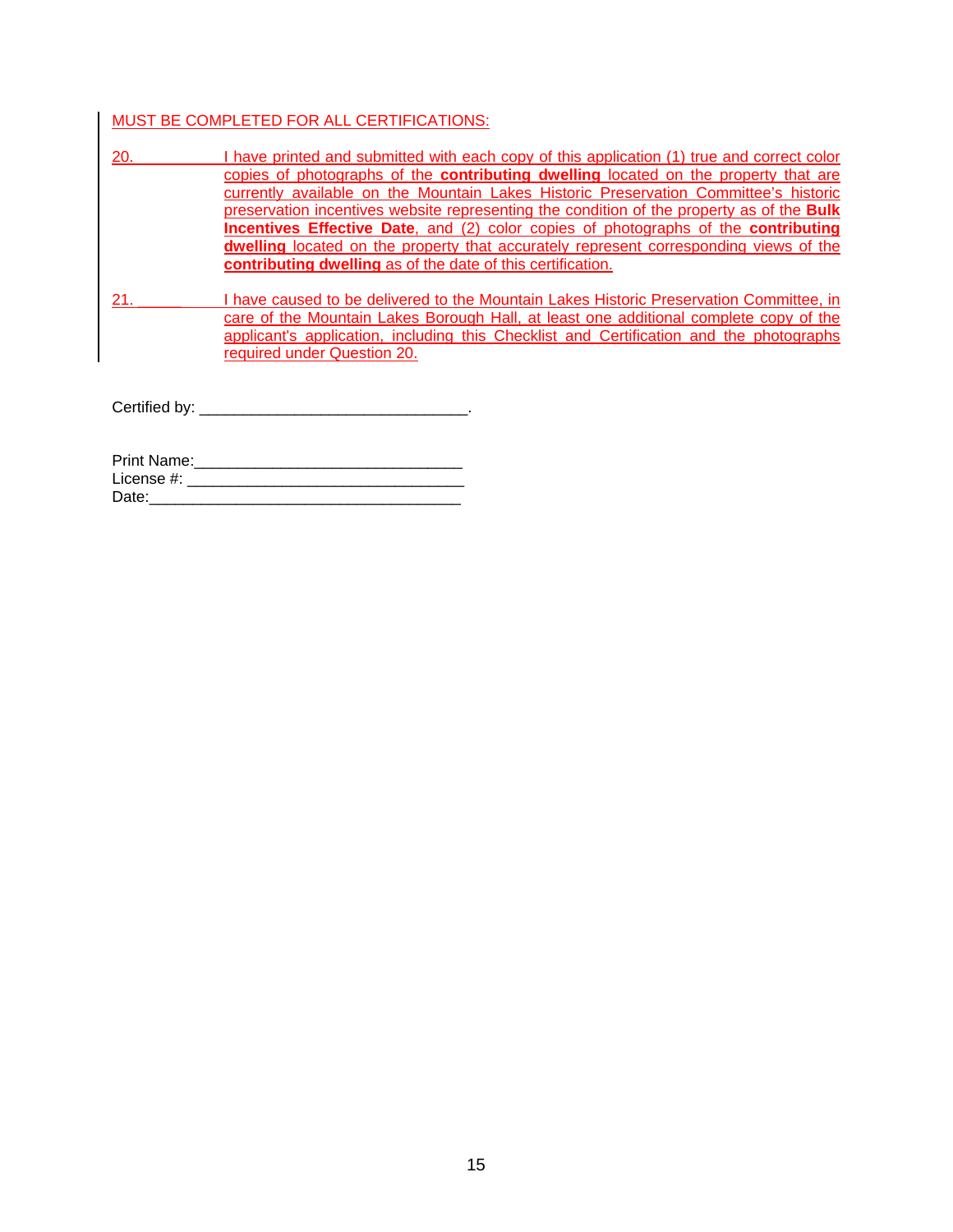MUST BE COMPLETED FOR ALL CERTIFICATIONS:

20. \_\_\_\_\_\_ I have printed and submitted with each copy of this application (1) true and correct color copies of photographs of the **contributing dwelling** located on the property that are currently available on the Mountain Lakes Historic Preservation Committee's historic preservation incentives website representing the condition of the property as of the **Bulk Incentives Effective Date**, and (2) color copies of photographs of the **contributing dwelling** located on the property that accurately represent corresponding views of the **contributing dwelling** as of the date of this certification.

21. \_\_\_\_\_\_ I have caused to be delivered to the Mountain Lakes Historic Preservation Committee, in care of the Mountain Lakes Borough Hall, at least one additional complete copy of the applicant's application, including this Checklist and Certification and the photographs required under Question 20.

Certified by: \_\_\_\_\_\_\_\_\_\_\_\_\_\_\_\_\_\_\_\_\_\_\_\_\_\_\_\_\_\_.

Print Name:\_\_\_\_\_\_\_\_\_\_\_\_\_\_\_\_\_\_\_\_\_\_\_\_\_\_\_\_\_\_
License #: \_\_\_\_\_\_\_\_\_\_\_\_\_\_\_\_\_\_\_\_\_\_\_\_\_\_\_\_\_\_\_
Date:\_\_\_\_\_\_\_\_\_\_\_\_\_\_\_\_\_\_\_\_\_\_\_\_\_\_\_\_\_\_\_\_\_\_